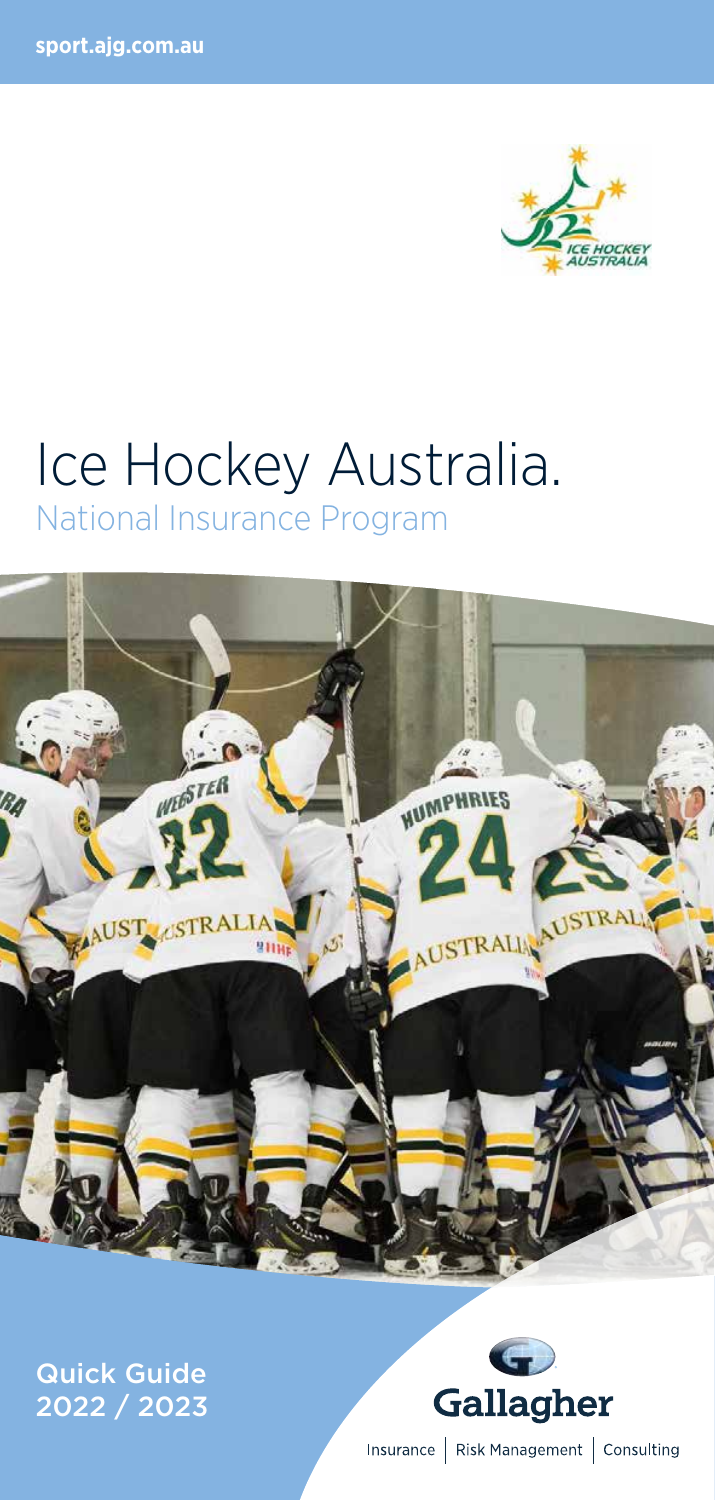sport.ajg.com.au

# Ice Hockey Australia.

## National Insurance Program

Quick Guide
2022 / 2023

Gallagher

Insurance | Risk Management | Consulting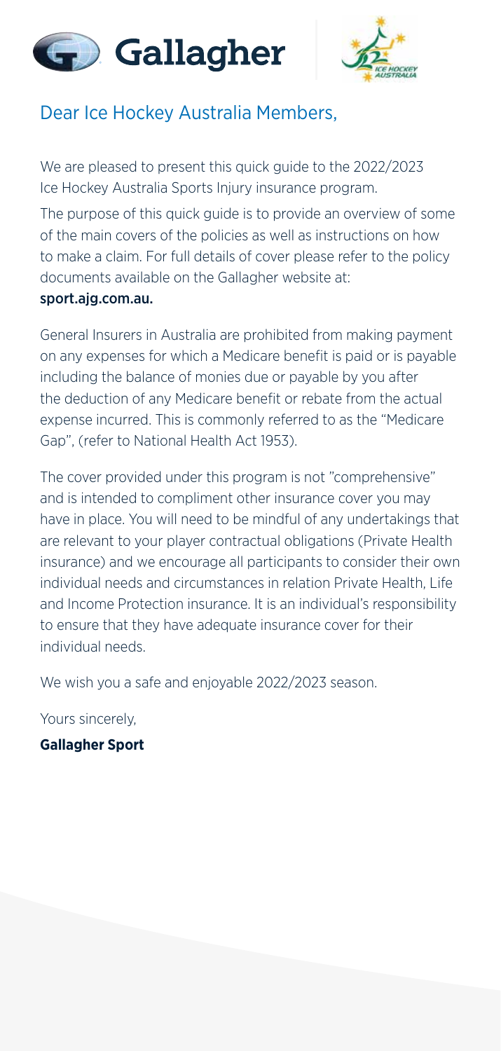## Dear Ice Hockey Australia Members,

We are pleased to present this quick guide to the 2022/2023 Ice Hockey Australia Sports Injury insurance program.

The purpose of this quick guide is to provide an overview of some of the main covers of the policies as well as instructions on how to make a claim. For full details of cover please refer to the policy documents available on the Gallagher website at: **sport.ajg.com.au.**

General Insurers in Australia are prohibited from making payment on any expenses for which a Medicare benefit is paid or is payable including the balance of monies due or payable by you after the deduction of any Medicare benefit or rebate from the actual expense incurred. This is commonly referred to as the "Medicare Gap", (refer to National Health Act 1953).

The cover provided under this program is not "comprehensive" and is intended to compliment other insurance cover you may have in place. You will need to be mindful of any undertakings that are relevant to your player contractual obligations (Private Health insurance) and we encourage all participants to consider their own individual needs and circumstances in relation Private Health, Life and Income Protection insurance. It is an individual's responsibility to ensure that they have adequate insurance cover for their individual needs.

We wish you a safe and enjoyable 2022/2023 season.

Yours sincerely,

**Gallagher Sport**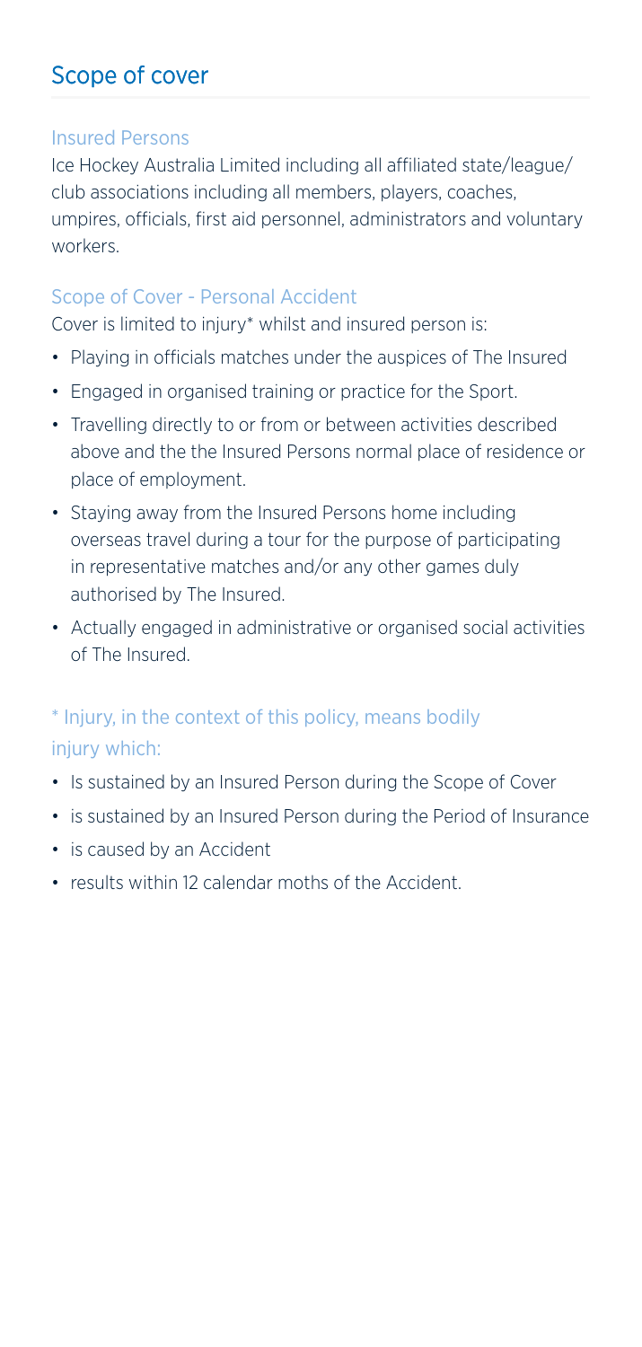## Scope of cover

### Insured Persons

Ice Hockey Australia Limited including all affiliated state/league/club associations including all members, players, coaches, umpires, officials, first aid personnel, administrators and voluntary workers.

### Scope of Cover - Personal Accident

Cover is limited to injury* whilst and insured person is:

- Playing in officials matches under the auspices of The Insured
- Engaged in organised training or practice for the Sport.
- Travelling directly to or from or between activities described above and the the Insured Persons normal place of residence or place of employment.
- Staying away from the Insured Persons home including overseas travel during a tour for the purpose of participating in representative matches and/or any other games duly authorised by The Insured.
- Actually engaged in administrative or organised social activities of The Insured.

\* Injury, in the context of this policy, means bodily injury which:

- Is sustained by an Insured Person during the Scope of Cover
- is sustained by an Insured Person during the Period of Insurance
- is caused by an Accident
- results within 12 calendar moths of the Accident.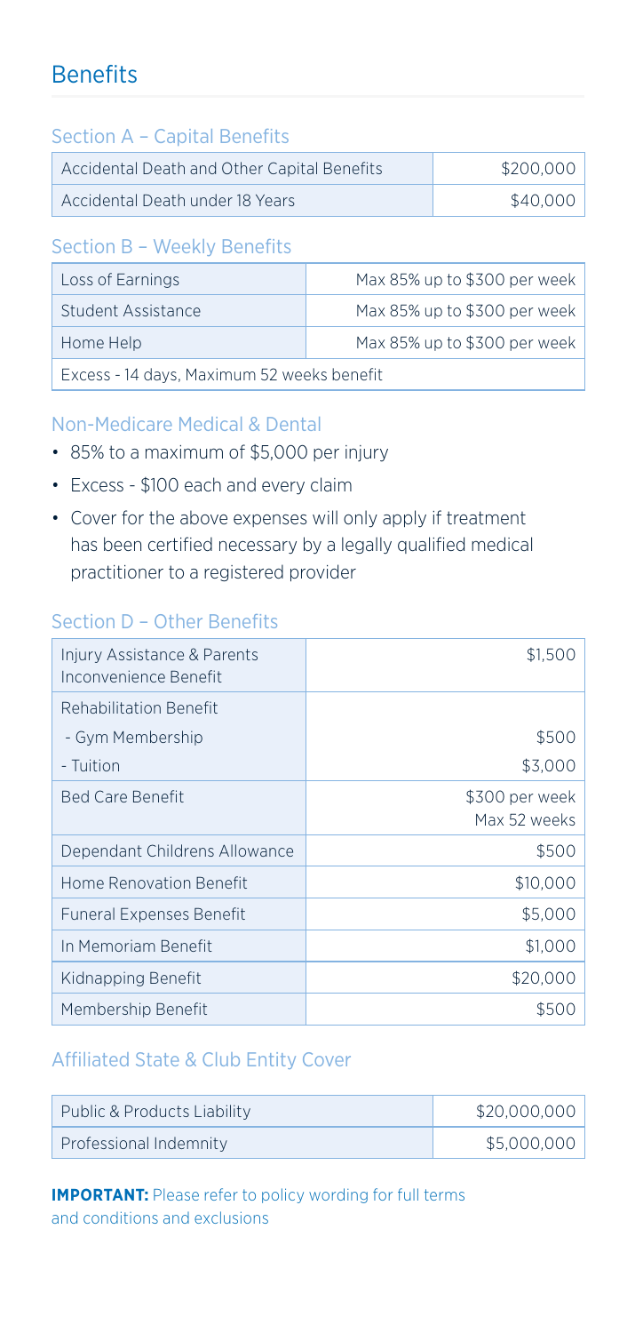# Benefits

## Section A – Capital Benefits

| | |
|---|---|
| Accidental Death and Other Capital Benefits | $200,000 |
| Accidental Death under 18 Years | $40,000 |

## Section B – Weekly Benefits

| | |
|---|---|
| Loss of Earnings | Max 85% up to $300 per week |
| Student Assistance | Max 85% up to $300 per week |
| Home Help | Max 85% up to $300 per week |
| Excess - 14 days, Maximum 52 weeks benefit | |

## Non-Medicare Medical & Dental

- 85% to a maximum of $5,000 per injury
- Excess - $100 each and every claim
- Cover for the above expenses will only apply if treatment has been certified necessary by a legally qualified medical practitioner to a registered provider

## Section D – Other Benefits

| | |
|---|---|
| Injury Assistance & Parents Inconvenience Benefit | $1,500 |
| Rehabilitation Benefit | |
| - Gym Membership | $500 |
| - Tuition | $3,000 |
| Bed Care Benefit | $300 per week Max 52 weeks |
| Dependant Childrens Allowance | $500 |
| Home Renovation Benefit | $10,000 |
| Funeral Expenses Benefit | $5,000 |
| In Memoriam Benefit | $1,000 |
| Kidnapping Benefit | $20,000 |
| Membership Benefit | $500 |

## Affiliated State & Club Entity Cover

| | |
|---|---|
| Public & Products Liability | $20,000,000 |
| Professional Indemnity | $5,000,000 |

**IMPORTANT:** Please refer to policy wording for full terms and conditions and exclusions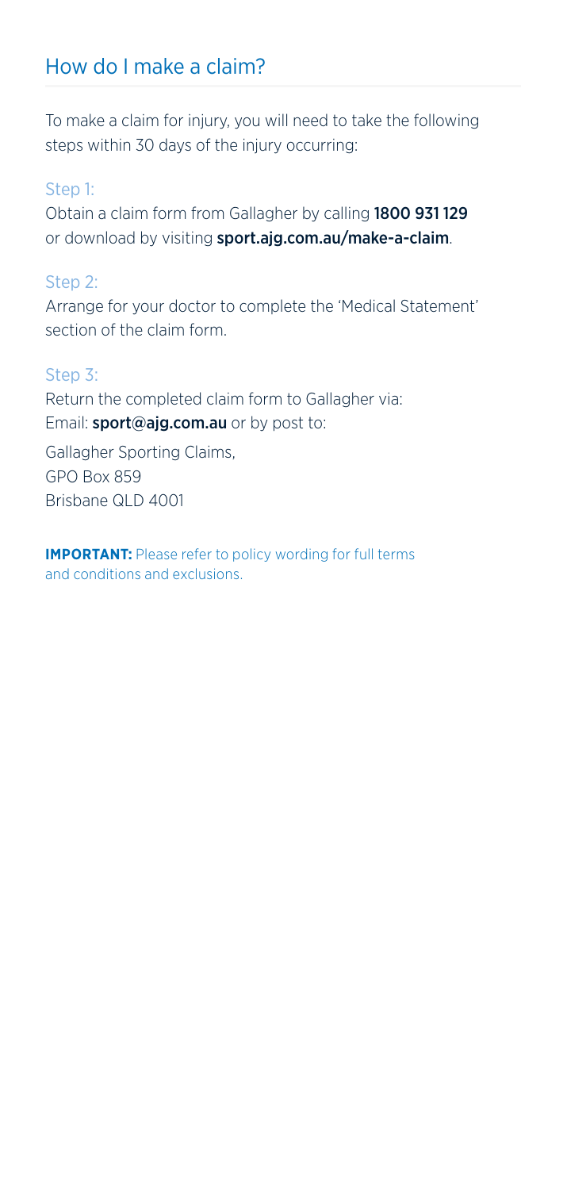## How do I make a claim?

To make a claim for injury, you will need to take the following steps within 30 days of the injury occurring:

### Step 1:

Obtain a claim form from Gallagher by calling **1800 931 129** or download by visiting **sport.ajg.com.au/make-a-claim**.

### Step 2:

Arrange for your doctor to complete the 'Medical Statement' section of the claim form.

### Step 3:

Return the completed claim form to Gallagher via:
Email: **sport@ajg.com.au** or by post to:

Gallagher Sporting Claims,
GPO Box 859
Brisbane QLD 4001

**IMPORTANT:** Please refer to policy wording for full terms and conditions and exclusions.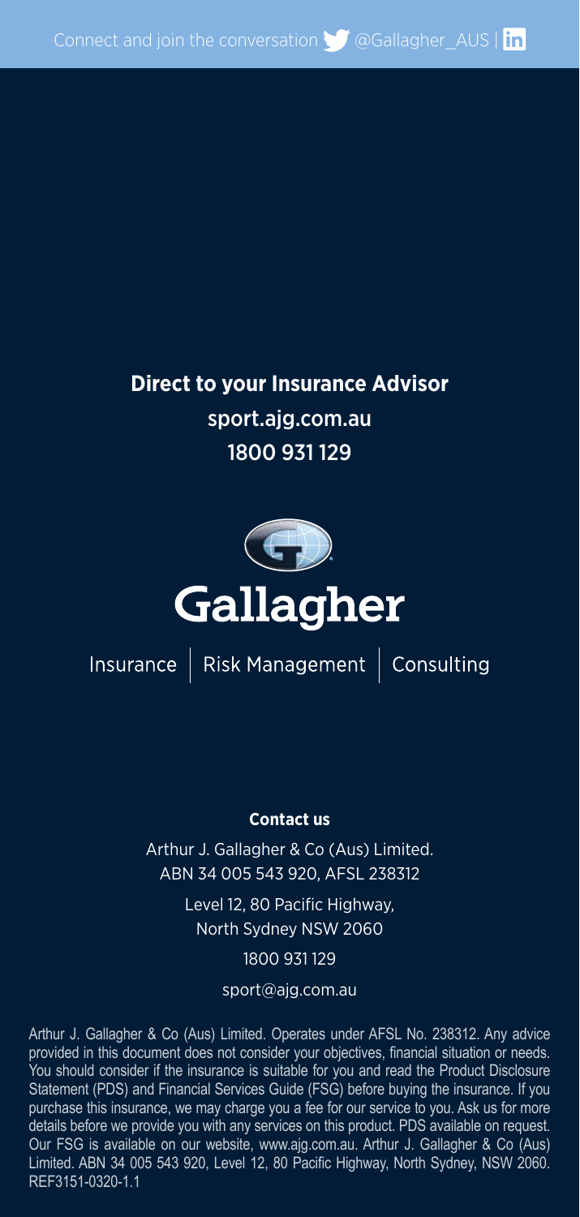Connect and join the conversation @Gallagher_AUS |

**Direct to your Insurance Advisor**

sport.ajg.com.au

1800 931 129

Gallagher

Insurance | Risk Management | Consulting

**Contact us**

Arthur J. Gallagher & Co (Aus) Limited.
ABN 34 005 543 920, AFSL 238312

Level 12, 80 Pacific Highway,
North Sydney NSW 2060

1800 931 129

sport@ajg.com.au

Arthur J. Gallagher & Co (Aus) Limited. Operates under AFSL No. 238312. Any advice provided in this document does not consider your objectives, financial situation or needs. You should consider if the insurance is suitable for you and read the Product Disclosure Statement (PDS) and Financial Services Guide (FSG) before buying the insurance. If you purchase this insurance, we may charge you a fee for our service to you. Ask us for more details before we provide you with any services on this product. PDS available on request. Our FSG is available on our website, www.ajg.com.au. Arthur J. Gallagher & Co (Aus) Limited. ABN 34 005 543 920, Level 12, 80 Pacific Highway, North Sydney, NSW 2060. REF3151-0320-1.1